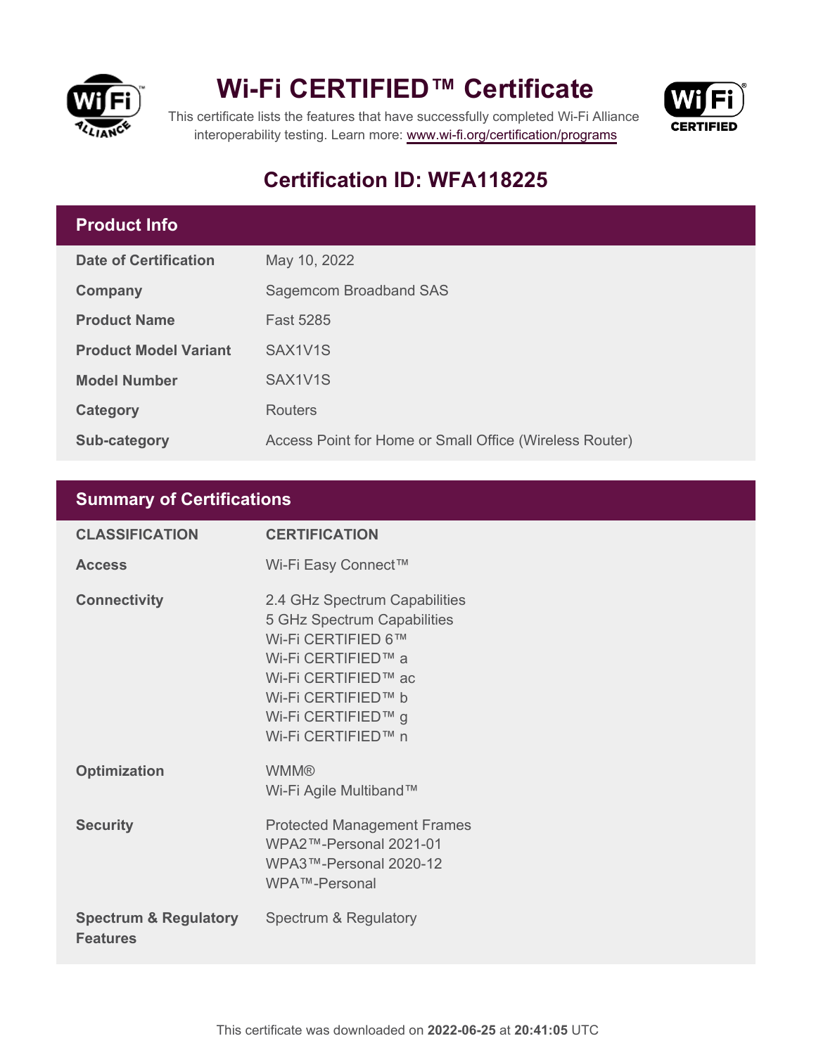# Wi-Fi CERTIFIED™ Certificate

This certificate lists the features that have successfully completed Wi-Fi Alliance interoperability testing. Learn more: www.wi-fi.org/certification/programs

## Certification ID: WFA118225

### Product Info

| | |
|---|---|
| **Date of Certification** | May 10, 2022 |
| **Company** | Sagemcom Broadband SAS |
| **Product Name** | Fast 5285 |
| **Product Model Variant** | SAX1V1S |
| **Model Number** | SAX1V1S |
| **Category** | Routers |
| **Sub-category** | Access Point for Home or Small Office (Wireless Router) |

### Summary of Certifications

| CLASSIFICATION | CERTIFICATION |
|---|---|
| **Access** | Wi-Fi Easy Connect™ |
| **Connectivity** | 2.4 GHz Spectrum Capabilities<br>5 GHz Spectrum Capabilities<br>Wi-Fi CERTIFIED 6™<br>Wi-Fi CERTIFIED™ a<br>Wi-Fi CERTIFIED™ ac<br>Wi-Fi CERTIFIED™ b<br>Wi-Fi CERTIFIED™ g<br>Wi-Fi CERTIFIED™ n |
| **Optimization** | WMM®<br>Wi-Fi Agile Multiband™ |
| **Security** | Protected Management Frames<br>WPA2™-Personal 2021-01<br>WPA3™-Personal 2020-12<br>WPA™-Personal |
| **Spectrum & Regulatory Features** | Spectrum & Regulatory |

This certificate was downloaded on **2022-06-25** at **20:41:05** UTC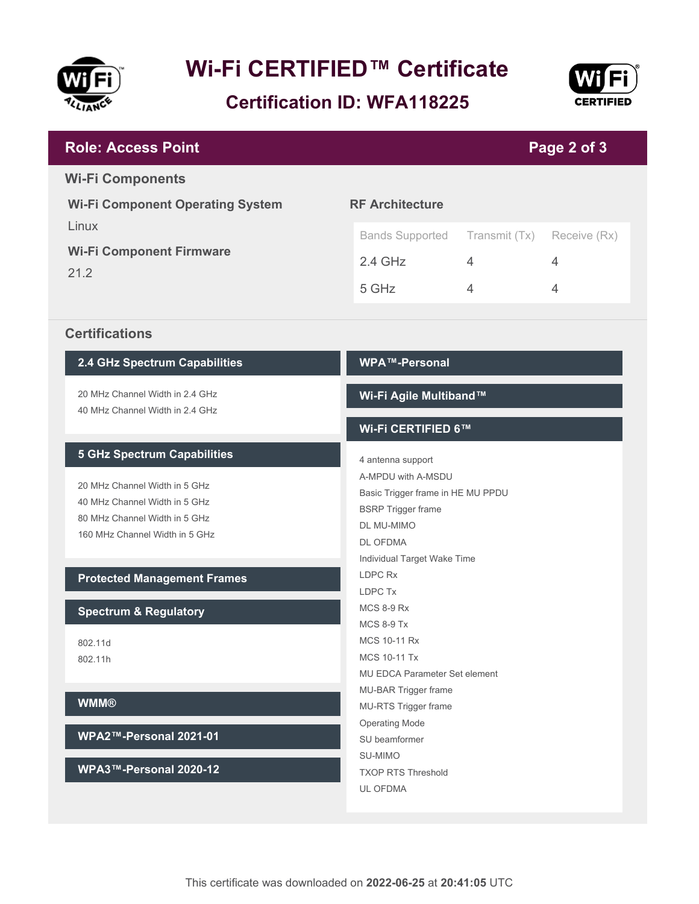# Wi-Fi CERTIFIED™ Certificate

## Certification ID: WFA118225

## Role: Access Point

### Wi-Fi Components

**Wi-Fi Component Operating System**

Linux

**Wi-Fi Component Firmware**

21.2

**RF Architecture**

| Bands Supported | Transmit (Tx) | Receive (Rx) |
|---|---|---|
| 2.4 GHz | 4 | 4 |
| 5 GHz | 4 | 4 |

### Certifications

#### 2.4 GHz Spectrum Capabilities

- 20 MHz Channel Width in 2.4 GHz
- 40 MHz Channel Width in 2.4 GHz

#### 5 GHz Spectrum Capabilities

- 20 MHz Channel Width in 5 GHz
- 40 MHz Channel Width in 5 GHz
- 80 MHz Channel Width in 5 GHz
- 160 MHz Channel Width in 5 GHz

#### Protected Management Frames

#### Spectrum & Regulatory

- 802.11d
- 802.11h

#### WMM®

#### WPA2™-Personal 2021-01

#### WPA3™-Personal 2020-12

#### WPA™-Personal

#### Wi-Fi Agile Multiband™

#### Wi-Fi CERTIFIED 6™

- 4 antenna support
- A-MPDU with A-MSDU
- Basic Trigger frame in HE MU PPDU
- BSRP Trigger frame
- DL MU-MIMO
- DL OFDMA
- Individual Target Wake Time
- LDPC Rx
- LDPC Tx
- MCS 8-9 Rx
- MCS 8-9 Tx
- MCS 10-11 Rx
- MCS 10-11 Tx
- MU EDCA Parameter Set element
- MU-BAR Trigger frame
- MU-RTS Trigger frame
- Operating Mode
- SU beamformer
- SU-MIMO
- TXOP RTS Threshold
- UL OFDMA

This certificate was downloaded on **2022-06-25** at **20:41:05** UTC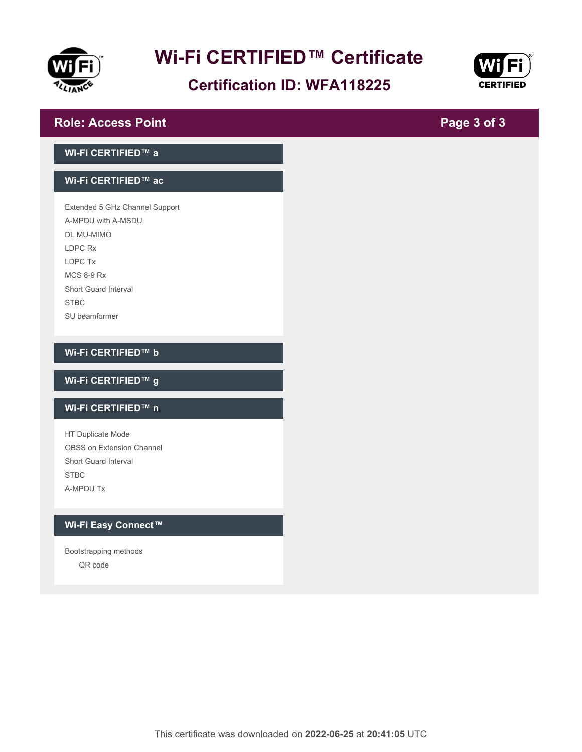# Wi-Fi CERTIFIED™ Certificate

## Certification ID: WFA118225

## Role: Access Point

### Wi-Fi CERTIFIED™ a

### Wi-Fi CERTIFIED™ ac

- Extended 5 GHz Channel Support
- A-MPDU with A-MSDU
- DL MU-MIMO
- LDPC Rx
- LDPC Tx
- MCS 8-9 Rx
- Short Guard Interval
- STBC
- SU beamformer

### Wi-Fi CERTIFIED™ b

### Wi-Fi CERTIFIED™ g

### Wi-Fi CERTIFIED™ n

- HT Duplicate Mode
- OBSS on Extension Channel
- Short Guard Interval
- STBC
- A-MPDU Tx

### Wi-Fi Easy Connect™

- Bootstrapping methods
  - QR code

This certificate was downloaded on **2022-06-25** at **20:41:05** UTC